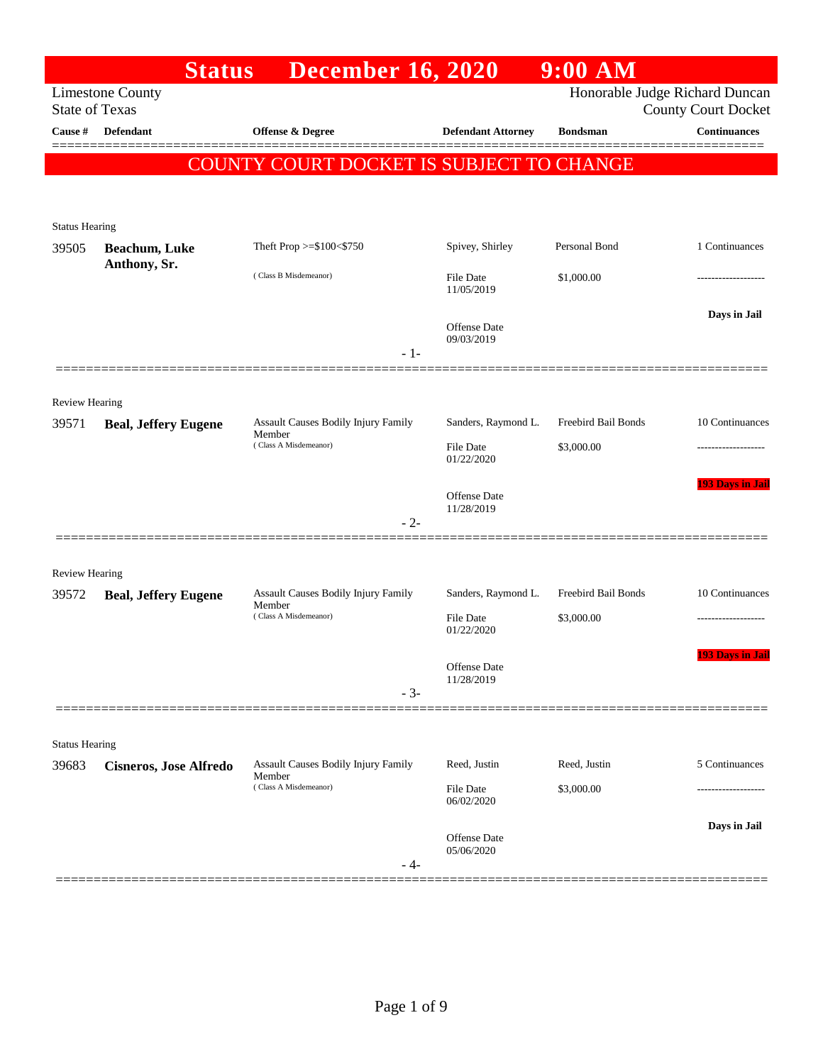# Status December 16, 2020 9:00 AM

Limestone County
State of Texas

Honorable Judge Richard Duncan
County Court Docket

**COUNTY COURT DOCKET IS SUBJECT TO CHANGE**

| Cause # | Defendant | Offense & Degree | Defendant Attorney | Bondsman | Continuances |
|---|---|---|---|---|---|
| **Status Hearing** | | | | | |
| 39505 | **Beachum, Luke Anthony, Sr.** | Theft Prop >=$100<$750 (Class B Misdemeanor) | Spivey, Shirley<br>File Date 11/05/2019<br>Offense Date 09/03/2019 | Personal Bond<br>$1,000.00 | 1 Continuances<br>-------------------<br>Days in Jail |
| | | - 1- | | | |
| **Review Hearing** | | | | | |
| 39571 | **Beal, Jeffery Eugene** | Assault Causes Bodily Injury Family Member (Class A Misdemeanor) | Sanders, Raymond L.<br>File Date 01/22/2020<br>Offense Date 11/28/2019 | Freebird Bail Bonds<br>$3,000.00 | 10 Continuances<br>-------------------<br>193 Days in Jail |
| | | - 2- | | | |
| **Review Hearing** | | | | | |
| 39572 | **Beal, Jeffery Eugene** | Assault Causes Bodily Injury Family Member (Class A Misdemeanor) | Sanders, Raymond L.<br>File Date 01/22/2020<br>Offense Date 11/28/2019 | Freebird Bail Bonds<br>$3,000.00 | 10 Continuances<br>-------------------<br>193 Days in Jail |
| | | - 3- | | | |
| **Status Hearing** | | | | | |
| 39683 | **Cisneros, Jose Alfredo** | Assault Causes Bodily Injury Family Member (Class A Misdemeanor) | Reed, Justin<br>File Date 06/02/2020<br>Offense Date 05/06/2020 | Reed, Justin<br>$3,000.00 | 5 Continuances<br>-------------------<br>Days in Jail |
| | | - 4- | | | |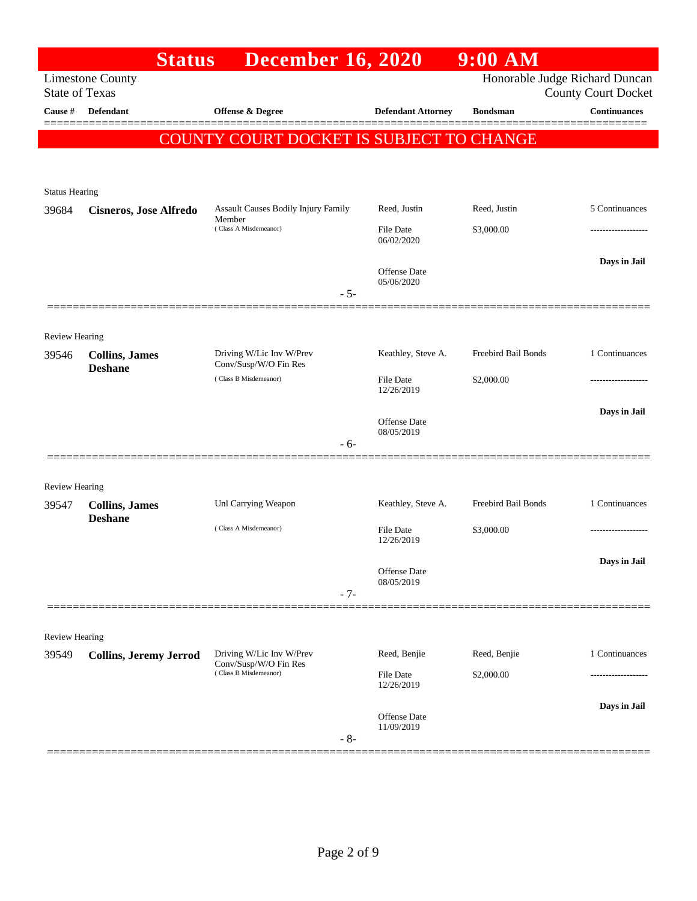# Status December 16, 2020 9:00 AM

Limestone County
State of Texas

Honorable Judge Richard Duncan
County Court Docket

**COUNTY COURT DOCKET IS SUBJECT TO CHANGE**

| Cause # | Defendant | Offense & Degree | Defendant Attorney | Bondsman | Continuances |
|---|---|---|---|---|---|
| Status Hearing | | | | | |
| 39684 | **Cisneros, Jose Alfredo** | Assault Causes Bodily Injury Family Member (Class A Misdemeanor) | Reed, Justin<br>File Date 06/02/2020<br>Offense Date 05/06/2020 | Reed, Justin<br>$3,000.00 | 5 Continuances<br>-------------------<br>**Days in Jail** |
| | | - 5- | | | |
| Review Hearing | | | | | |
| 39546 | **Collins, James Deshane** | Driving W/Lic Inv W/Prev Conv/Susp/W/O Fin Res (Class B Misdemeanor) | Keathley, Steve A.<br>File Date 12/26/2019<br>Offense Date 08/05/2019 | Freebird Bail Bonds<br>$2,000.00 | 1 Continuances<br>-------------------<br>**Days in Jail** |
| | | - 6- | | | |
| Review Hearing | | | | | |
| 39547 | **Collins, James Deshane** | Unl Carrying Weapon (Class A Misdemeanor) | Keathley, Steve A.<br>File Date 12/26/2019<br>Offense Date 08/05/2019 | Freebird Bail Bonds<br>$3,000.00 | 1 Continuances<br>-------------------<br>**Days in Jail** |
| | | - 7- | | | |
| Review Hearing | | | | | |
| 39549 | **Collins, Jeremy Jerrod** | Driving W/Lic Inv W/Prev Conv/Susp/W/O Fin Res (Class B Misdemeanor) | Reed, Benjie<br>File Date 12/26/2019<br>Offense Date 11/09/2019 | Reed, Benjie<br>$2,000.00 | 1 Continuances<br>-------------------<br>**Days in Jail** |
| | | - 8- | | | |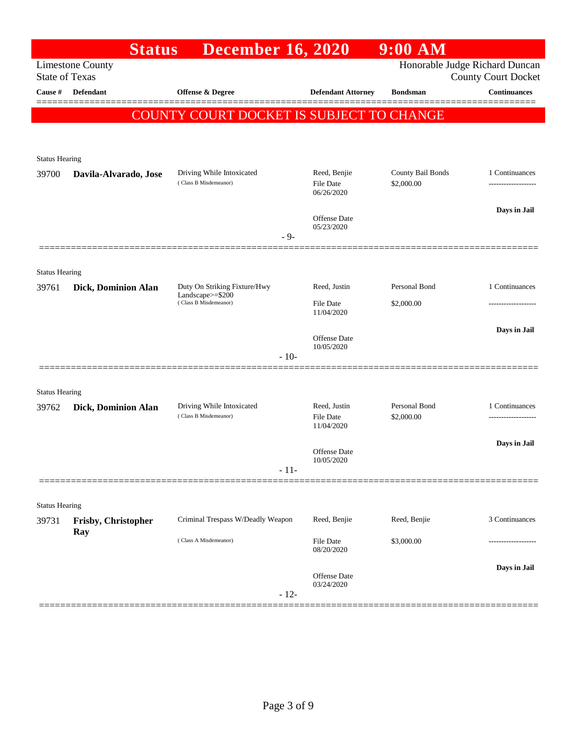# Status December 16, 2020 9:00 AM

Limestone County
State of Texas

Honorable Judge Richard Duncan
County Court Docket

| Cause # | Defendant | Offense & Degree | Defendant Attorney | Bondsman | Continuances |
|---|---|---|---|---|---|

**COUNTY COURT DOCKET IS SUBJECT TO CHANGE**

Status Hearing

| Cause # | Defendant | Offense & Degree | Defendant Attorney | Bondsman | Continuances |
|---|---|---|---|---|---|
| 39700 | **Davila-Alvarado, Jose** | Driving While Intoxicated (Class B Misdemeanor) | Reed, Benjie | County Bail Bonds | 1 Continuances |
| | | | File Date 06/26/2020 | $2,000.00 | ------------------- |
| | | | Offense Date 05/23/2020 | | **Days in Jail** |

- 9-

Status Hearing

| Cause # | Defendant | Offense & Degree | Defendant Attorney | Bondsman | Continuances |
|---|---|---|---|---|---|
| 39761 | **Dick, Dominion Alan** | Duty On Striking Fixture/Hwy Landscape>=$200 (Class B Misdemeanor) | Reed, Justin | Personal Bond | 1 Continuances |
| | | | File Date 11/04/2020 | $2,000.00 | ------------------- |
| | | | Offense Date 10/05/2020 | | **Days in Jail** |

- 10-

Status Hearing

| Cause # | Defendant | Offense & Degree | Defendant Attorney | Bondsman | Continuances |
|---|---|---|---|---|---|
| 39762 | **Dick, Dominion Alan** | Driving While Intoxicated (Class B Misdemeanor) | Reed, Justin | Personal Bond | 1 Continuances |
| | | | File Date 11/04/2020 | $2,000.00 | ------------------- |
| | | | Offense Date 10/05/2020 | | **Days in Jail** |

- 11-

Status Hearing

| Cause # | Defendant | Offense & Degree | Defendant Attorney | Bondsman | Continuances |
|---|---|---|---|---|---|
| 39731 | **Frisby, Christopher Ray** | Criminal Trespass W/Deadly Weapon (Class A Misdemeanor) | Reed, Benjie | Reed, Benjie | 3 Continuances |
| | | | File Date 08/20/2020 | $3,000.00 | ------------------- |
| | | | Offense Date 03/24/2020 | | **Days in Jail** |

- 12-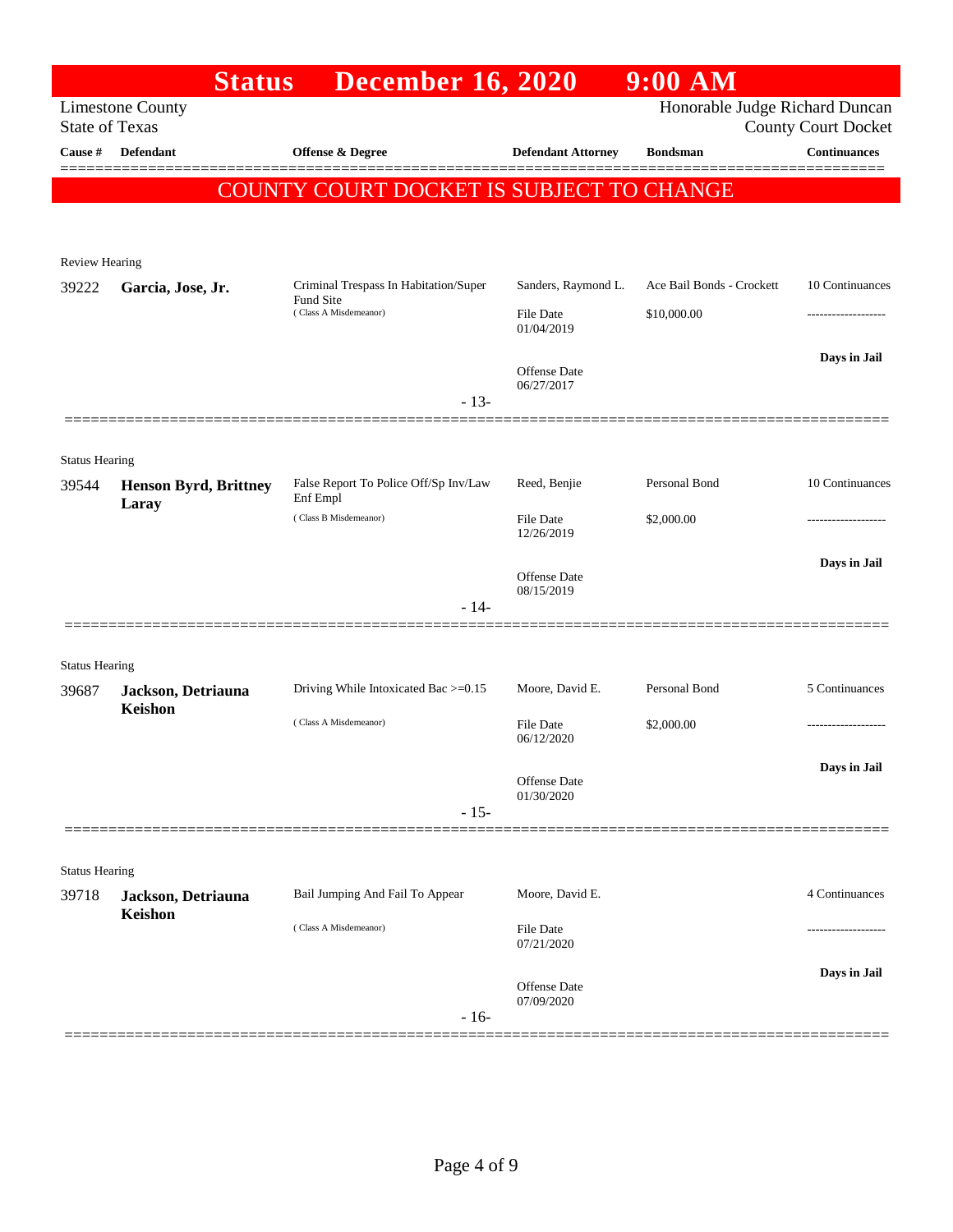# Status December 16, 2020 9:00 AM

Limestone County
State of Texas

Honorable Judge Richard Duncan
County Court Docket

**COUNTY COURT DOCKET IS SUBJECT TO CHANGE**

| Cause # | Defendant | Offense & Degree | Defendant Attorney | Bondsman | Continuances |
|---|---|---|---|---|---|
| Review Hearing | | | | | |
| 39222 | **Garcia, Jose, Jr.** | Criminal Trespass In Habitation/Super Fund Site (Class A Misdemeanor) | Sanders, Raymond L. File Date 01/04/2019 Offense Date 06/27/2017 | Ace Bail Bonds - Crockett $10,000.00 | 10 Continuances ------------------- **Days in Jail** |
| | | - 13- | | | |
| Status Hearing | | | | | |
| 39544 | **Henson Byrd, Brittney Laray** | False Report To Police Off/Sp Inv/Law Enf Empl (Class B Misdemeanor) | Reed, Benjie File Date 12/26/2019 Offense Date 08/15/2019 | Personal Bond $2,000.00 | 10 Continuances ------------------- **Days in Jail** |
| | | - 14- | | | |
| Status Hearing | | | | | |
| 39687 | **Jackson, Detriauna Keishon** | Driving While Intoxicated Bac >=0.15 (Class A Misdemeanor) | Moore, David E. File Date 06/12/2020 Offense Date 01/30/2020 | Personal Bond $2,000.00 | 5 Continuances ------------------- **Days in Jail** |
| | | - 15- | | | |
| Status Hearing | | | | | |
| 39718 | **Jackson, Detriauna Keishon** | Bail Jumping And Fail To Appear (Class A Misdemeanor) | Moore, David E. File Date 07/21/2020 Offense Date 07/09/2020 | | 4 Continuances ------------------- **Days in Jail** |
| | | - 16- | | | |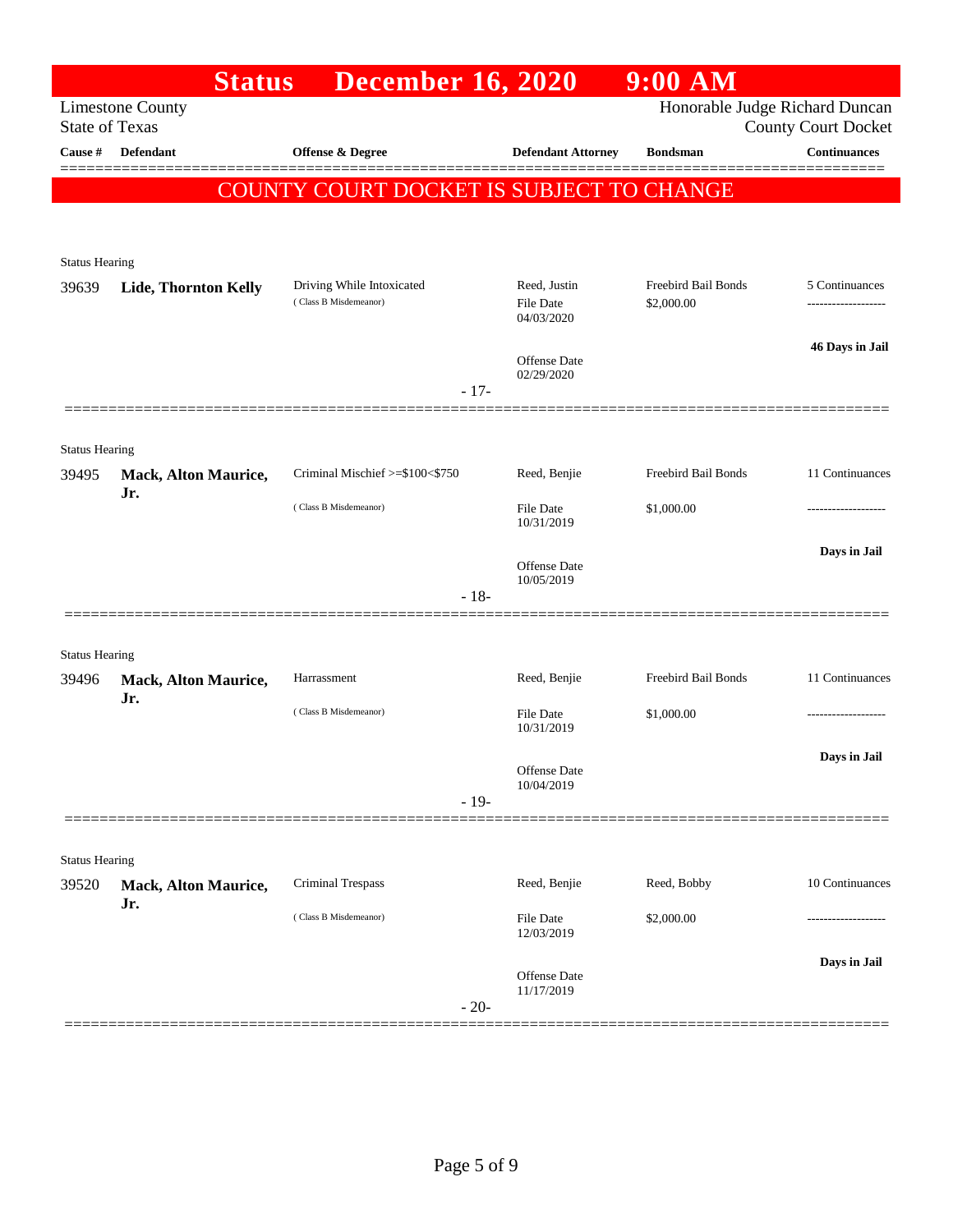# Status December 16, 2020 9:00 AM

Limestone County
State of Texas

Honorable Judge Richard Duncan
County Court Docket

**COUNTY COURT DOCKET IS SUBJECT TO CHANGE**

| Cause # | Defendant | Offense & Degree | Defendant Attorney | Bondsman | Continuances |
|---|---|---|---|---|---|
| Status Hearing | | | | | |
| 39639 | **Lide, Thornton Kelly** | Driving While Intoxicated (Class B Misdemeanor) | Reed, Justin<br>File Date 04/03/2020<br>Offense Date 02/29/2020 | Freebird Bail Bonds<br>$2,000.00 | 5 Continuances<br>-------------------<br>**46 Days in Jail** |
| | | - 17- | | | |
| Status Hearing | | | | | |
| 39495 | **Mack, Alton Maurice, Jr.** | Criminal Mischief >=$100<$750 (Class B Misdemeanor) | Reed, Benjie<br>File Date 10/31/2019<br>Offense Date 10/05/2019 | Freebird Bail Bonds<br>$1,000.00 | 11 Continuances<br>-------------------<br>**Days in Jail** |
| | | - 18- | | | |
| Status Hearing | | | | | |
| 39496 | **Mack, Alton Maurice, Jr.** | Harrassment (Class B Misdemeanor) | Reed, Benjie<br>File Date 10/31/2019<br>Offense Date 10/04/2019 | Freebird Bail Bonds<br>$1,000.00 | 11 Continuances<br>-------------------<br>**Days in Jail** |
| | | - 19- | | | |
| Status Hearing | | | | | |
| 39520 | **Mack, Alton Maurice, Jr.** | Criminal Trespass (Class B Misdemeanor) | Reed, Benjie<br>File Date 12/03/2019<br>Offense Date 11/17/2019 | Reed, Bobby<br>$2,000.00 | 10 Continuances<br>-------------------<br>**Days in Jail** |
| | | - 20- | | | |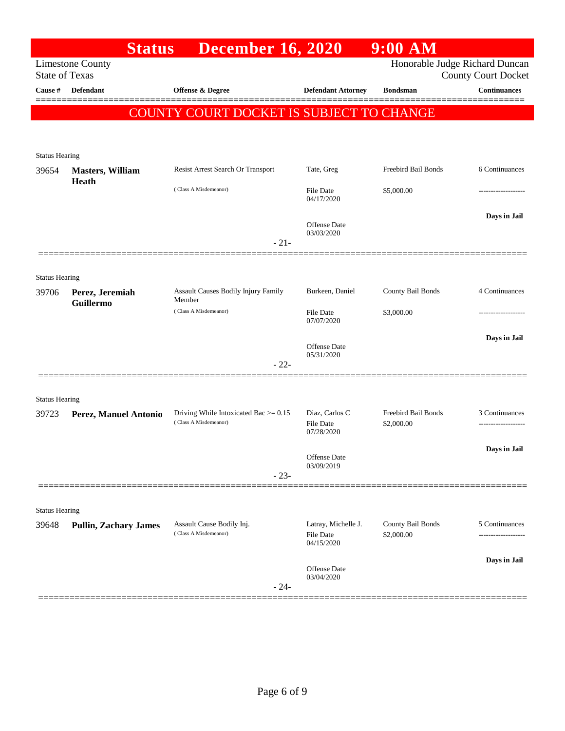# Status December 16, 2020 9:00 AM

Limestone County
State of Texas

Honorable Judge Richard Duncan
County Court Docket

**COUNTY COURT DOCKET IS SUBJECT TO CHANGE**

| Cause # | Defendant | Offense & Degree | Defendant Attorney | Bondsman | Continuances |
|---|---|---|---|---|---|
| **Status Hearing** | | | | | |
| 39654 | **Masters, William Heath** | Resist Arrest Search Or Transport (Class A Misdemeanor) | Tate, Greg<br>File Date 04/17/2020<br>Offense Date 03/03/2020 | Freebird Bail Bonds<br>$5,000.00 | 6 Continuances<br>-------------------<br>**Days in Jail** |
| | | - 21- | | | |
| **Status Hearing** | | | | | |
| 39706 | **Perez, Jeremiah Guillermo** | Assault Causes Bodily Injury Family Member (Class A Misdemeanor) | Burkeen, Daniel<br>File Date 07/07/2020<br>Offense Date 05/31/2020 | County Bail Bonds<br>$3,000.00 | 4 Continuances<br>-------------------<br>**Days in Jail** |
| | | - 22- | | | |
| **Status Hearing** | | | | | |
| 39723 | **Perez, Manuel Antonio** | Driving While Intoxicated Bac >= 0.15 (Class A Misdemeanor) | Diaz, Carlos C<br>File Date 07/28/2020<br>Offense Date 03/09/2019 | Freebird Bail Bonds<br>$2,000.00 | 3 Continuances<br>-------------------<br>**Days in Jail** |
| | | - 23- | | | |
| **Status Hearing** | | | | | |
| 39648 | **Pullin, Zachary James** | Assault Cause Bodily Inj. (Class A Misdemeanor) | Latray, Michelle J.<br>File Date 04/15/2020<br>Offense Date 03/04/2020 | County Bail Bonds<br>$2,000.00 | 5 Continuances<br>-------------------<br>**Days in Jail** |
| | | - 24- | | | |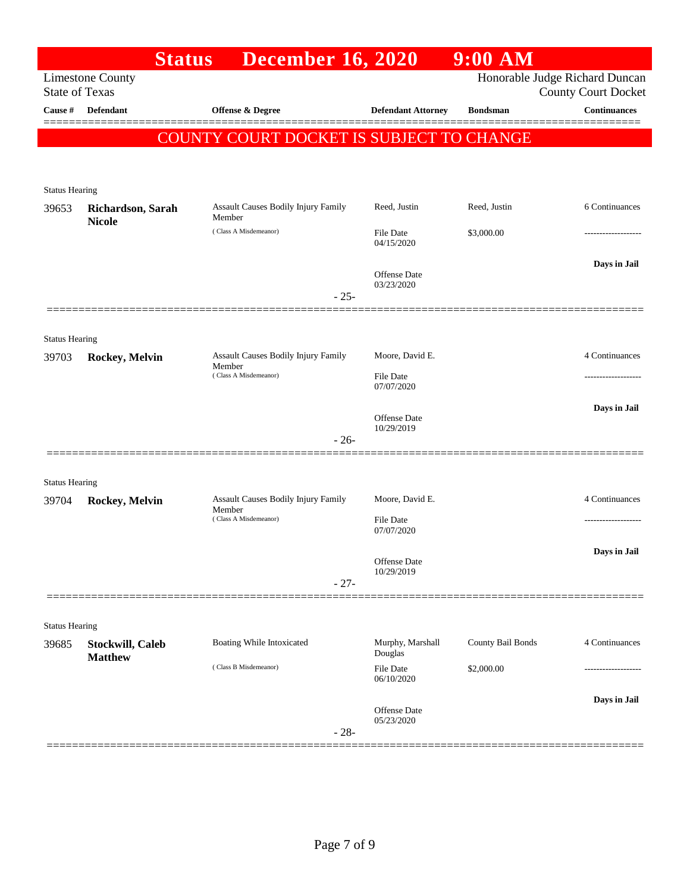# Status December 16, 2020 9:00 AM

Limestone County
State of Texas

Honorable Judge Richard Duncan
County Court Docket

**COUNTY COURT DOCKET IS SUBJECT TO CHANGE**

| Cause # | Defendant | Offense & Degree | Defendant Attorney | Bondsman | Continuances |
|---|---|---|---|---|---|
| Status Hearing | | | | | |
| 39653 | **Richardson, Sarah Nicole** | Assault Causes Bodily Injury Family Member (Class A Misdemeanor) | Reed, Justin<br>File Date 04/15/2020<br>Offense Date 03/23/2020 | Reed, Justin<br>$3,000.00 | 6 Continuances<br>-------------------<br>**Days in Jail** |
| | | - 25- | | | |
| Status Hearing | | | | | |
| 39703 | **Rockey, Melvin** | Assault Causes Bodily Injury Family Member (Class A Misdemeanor) | Moore, David E.<br>File Date 07/07/2020<br>Offense Date 10/29/2019 | | 4 Continuances<br>-------------------<br>**Days in Jail** |
| | | - 26- | | | |
| Status Hearing | | | | | |
| 39704 | **Rockey, Melvin** | Assault Causes Bodily Injury Family Member (Class A Misdemeanor) | Moore, David E.<br>File Date 07/07/2020<br>Offense Date 10/29/2019 | | 4 Continuances<br>-------------------<br>**Days in Jail** |
| | | - 27- | | | |
| Status Hearing | | | | | |
| 39685 | **Stockwill, Caleb Matthew** | Boating While Intoxicated (Class B Misdemeanor) | Murphy, Marshall Douglas<br>File Date 06/10/2020<br>Offense Date 05/23/2020 | County Bail Bonds<br>$2,000.00 | 4 Continuances<br>-------------------<br>**Days in Jail** |
| | | - 28- | | | |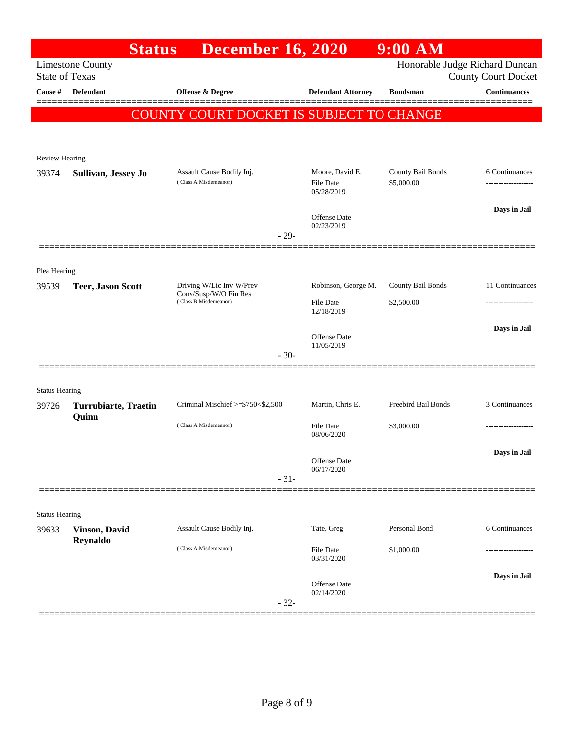# Status December 16, 2020 9:00 AM

Limestone County
State of Texas

Honorable Judge Richard Duncan
County Court Docket

| Cause # | Defendant | Offense & Degree | Defendant Attorney | Bondsman | Continuances |
|---|---|---|---|---|---|

**COUNTY COURT DOCKET IS SUBJECT TO CHANGE**

---

Review Hearing

| Cause # | Defendant | Offense & Degree | Defendant Attorney | Bondsman | Continuances |
|---|---|---|---|---|---|
| 39374 | **Sullivan, Jessey Jo** | Assault Cause Bodily Inj. (Class A Misdemeanor) | Moore, David E. | County Bail Bonds | 6 Continuances |
| | | | File Date 05/28/2019 | $5,000.00 | ------------------- |
| | | | Offense Date 02/23/2019 | | **Days in Jail** |

- 29-

---

Plea Hearing

| Cause # | Defendant | Offense & Degree | Defendant Attorney | Bondsman | Continuances |
|---|---|---|---|---|---|
| 39539 | **Teer, Jason Scott** | Driving W/Lic Inv W/Prev Conv/Susp/W/O Fin Res (Class B Misdemeanor) | Robinson, George M. | County Bail Bonds | 11 Continuances |
| | | | File Date 12/18/2019 | $2,500.00 | ------------------- |
| | | | Offense Date 11/05/2019 | | **Days in Jail** |

- 30-

---

Status Hearing

| Cause # | Defendant | Offense & Degree | Defendant Attorney | Bondsman | Continuances |
|---|---|---|---|---|---|
| 39726 | **Turrubiarte, Traetin Quinn** | Criminal Mischief >=$750<$2,500 (Class A Misdemeanor) | Martin, Chris E. | Freebird Bail Bonds | 3 Continuances |
| | | | File Date 08/06/2020 | $3,000.00 | ------------------- |
| | | | Offense Date 06/17/2020 | | **Days in Jail** |

- 31-

---

Status Hearing

| Cause # | Defendant | Offense & Degree | Defendant Attorney | Bondsman | Continuances |
|---|---|---|---|---|---|
| 39633 | **Vinson, David Reynaldo** | Assault Cause Bodily Inj. (Class A Misdemeanor) | Tate, Greg | Personal Bond | 6 Continuances |
| | | | File Date 03/31/2020 | $1,000.00 | ------------------- |
| | | | Offense Date 02/14/2020 | | **Days in Jail** |

- 32-

---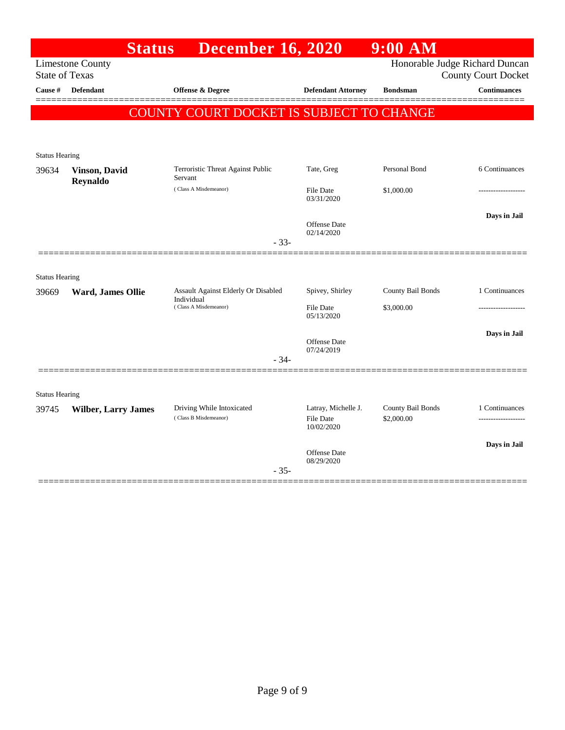# Status December 16, 2020 9:00 AM

Limestone County
State of Texas

Honorable Judge Richard Duncan
County Court Docket

**COUNTY COURT DOCKET IS SUBJECT TO CHANGE**

| Cause # | Defendant | Offense & Degree | Defendant Attorney | Bondsman | Continuances |
|---|---|---|---|---|---|
| Status Hearing | | | | | |
| 39634 | **Vinson, David Reynaldo** | Terroristic Threat Against Public Servant (Class A Misdemeanor) | Tate, Greg | Personal Bond | 6 Continuances |
| | | | File Date 03/31/2020 | $1,000.00 | ------------------- |
| | | | Offense Date 02/14/2020 | | **Days in Jail** |
| | | - 33- | | | |
| Status Hearing | | | | | |
| 39669 | **Ward, James Ollie** | Assault Against Elderly Or Disabled Individual (Class A Misdemeanor) | Spivey, Shirley | County Bail Bonds | 1 Continuances |
| | | | File Date 05/13/2020 | $3,000.00 | ------------------- |
| | | | Offense Date 07/24/2019 | | **Days in Jail** |
| | | - 34- | | | |
| Status Hearing | | | | | |
| 39745 | **Wilber, Larry James** | Driving While Intoxicated (Class B Misdemeanor) | Latray, Michelle J. | County Bail Bonds | 1 Continuances |
| | | | File Date 10/02/2020 | $2,000.00 | ------------------- |
| | | | Offense Date 08/29/2020 | | **Days in Jail** |
| | | - 35- | | | |